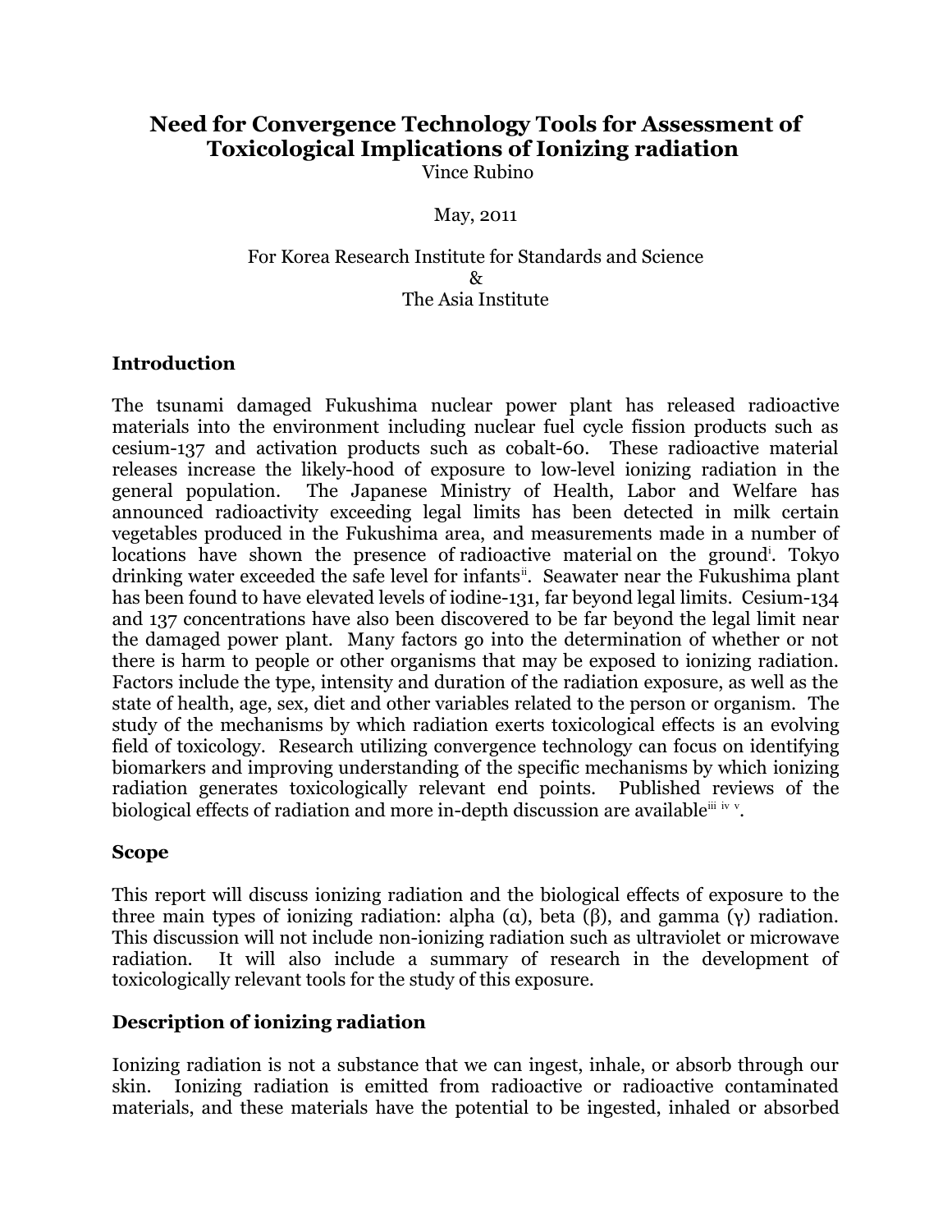# Need for Convergence Technology Tools for Assessment of Toxicological Implications of Ionizing radiation

Vince Rubino

May, 2011

For Korea Research Institute for Standards and Science
&
The Asia Institute

## Introduction

The tsunami damaged Fukushima nuclear power plant has released radioactive materials into the environment including nuclear fuel cycle fission products such as cesium-137 and activation products such as cobalt-60. These radioactive material releases increase the likely-hood of exposure to low-level ionizing radiation in the general population. The Japanese Ministry of Health, Labor and Welfare has announced radioactivity exceeding legal limits has been detected in milk certain vegetables produced in the Fukushima area, and measurements made in a number of locations have shown the presence of radioactive material on the ground[i]. Tokyo drinking water exceeded the safe level for infants[ii]. Seawater near the Fukushima plant has been found to have elevated levels of iodine-131, far beyond legal limits. Cesium-134 and 137 concentrations have also been discovered to be far beyond the legal limit near the damaged power plant. Many factors go into the determination of whether or not there is harm to people or other organisms that may be exposed to ionizing radiation. Factors include the type, intensity and duration of the radiation exposure, as well as the state of health, age, sex, diet and other variables related to the person or organism. The study of the mechanisms by which radiation exerts toxicological effects is an evolving field of toxicology. Research utilizing convergence technology can focus on identifying biomarkers and improving understanding of the specific mechanisms by which ionizing radiation generates toxicologically relevant end points. Published reviews of the biological effects of radiation and more in-depth discussion are available[iii iv v].

## Scope

This report will discuss ionizing radiation and the biological effects of exposure to the three main types of ionizing radiation: alpha (α), beta (β), and gamma (γ) radiation. This discussion will not include non-ionizing radiation such as ultraviolet or microwave radiation. It will also include a summary of research in the development of toxicologically relevant tools for the study of this exposure.

## Description of ionizing radiation

Ionizing radiation is not a substance that we can ingest, inhale, or absorb through our skin. Ionizing radiation is emitted from radioactive or radioactive contaminated materials, and these materials have the potential to be ingested, inhaled or absorbed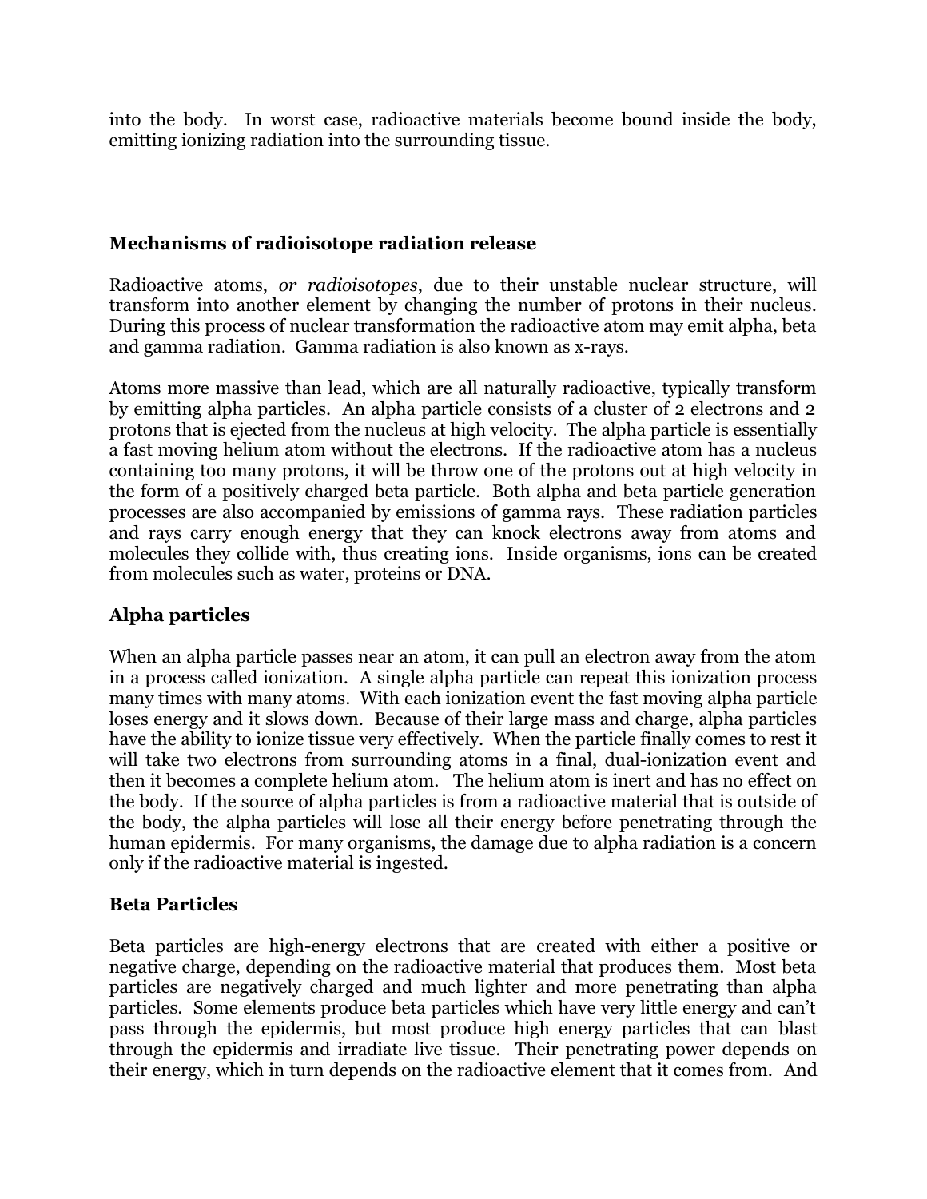into the body. In worst case, radioactive materials become bound inside the body, emitting ionizing radiation into the surrounding tissue.

## Mechanisms of radioisotope radiation release

Radioactive atoms, *or radioisotopes*, due to their unstable nuclear structure, will transform into another element by changing the number of protons in their nucleus. During this process of nuclear transformation the radioactive atom may emit alpha, beta and gamma radiation. Gamma radiation is also known as x-rays.

Atoms more massive than lead, which are all naturally radioactive, typically transform by emitting alpha particles. An alpha particle consists of a cluster of 2 electrons and 2 protons that is ejected from the nucleus at high velocity. The alpha particle is essentially a fast moving helium atom without the electrons. If the radioactive atom has a nucleus containing too many protons, it will be throw one of the protons out at high velocity in the form of a positively charged beta particle. Both alpha and beta particle generation processes are also accompanied by emissions of gamma rays. These radiation particles and rays carry enough energy that they can knock electrons away from atoms and molecules they collide with, thus creating ions. Inside organisms, ions can be created from molecules such as water, proteins or DNA.

## Alpha particles

When an alpha particle passes near an atom, it can pull an electron away from the atom in a process called ionization. A single alpha particle can repeat this ionization process many times with many atoms. With each ionization event the fast moving alpha particle loses energy and it slows down. Because of their large mass and charge, alpha particles have the ability to ionize tissue very effectively. When the particle finally comes to rest it will take two electrons from surrounding atoms in a final, dual-ionization event and then it becomes a complete helium atom. The helium atom is inert and has no effect on the body. If the source of alpha particles is from a radioactive material that is outside of the body, the alpha particles will lose all their energy before penetrating through the human epidermis. For many organisms, the damage due to alpha radiation is a concern only if the radioactive material is ingested.

## Beta Particles

Beta particles are high-energy electrons that are created with either a positive or negative charge, depending on the radioactive material that produces them. Most beta particles are negatively charged and much lighter and more penetrating than alpha particles. Some elements produce beta particles which have very little energy and can't pass through the epidermis, but most produce high energy particles that can blast through the epidermis and irradiate live tissue. Their penetrating power depends on their energy, which in turn depends on the radioactive element that it comes from. And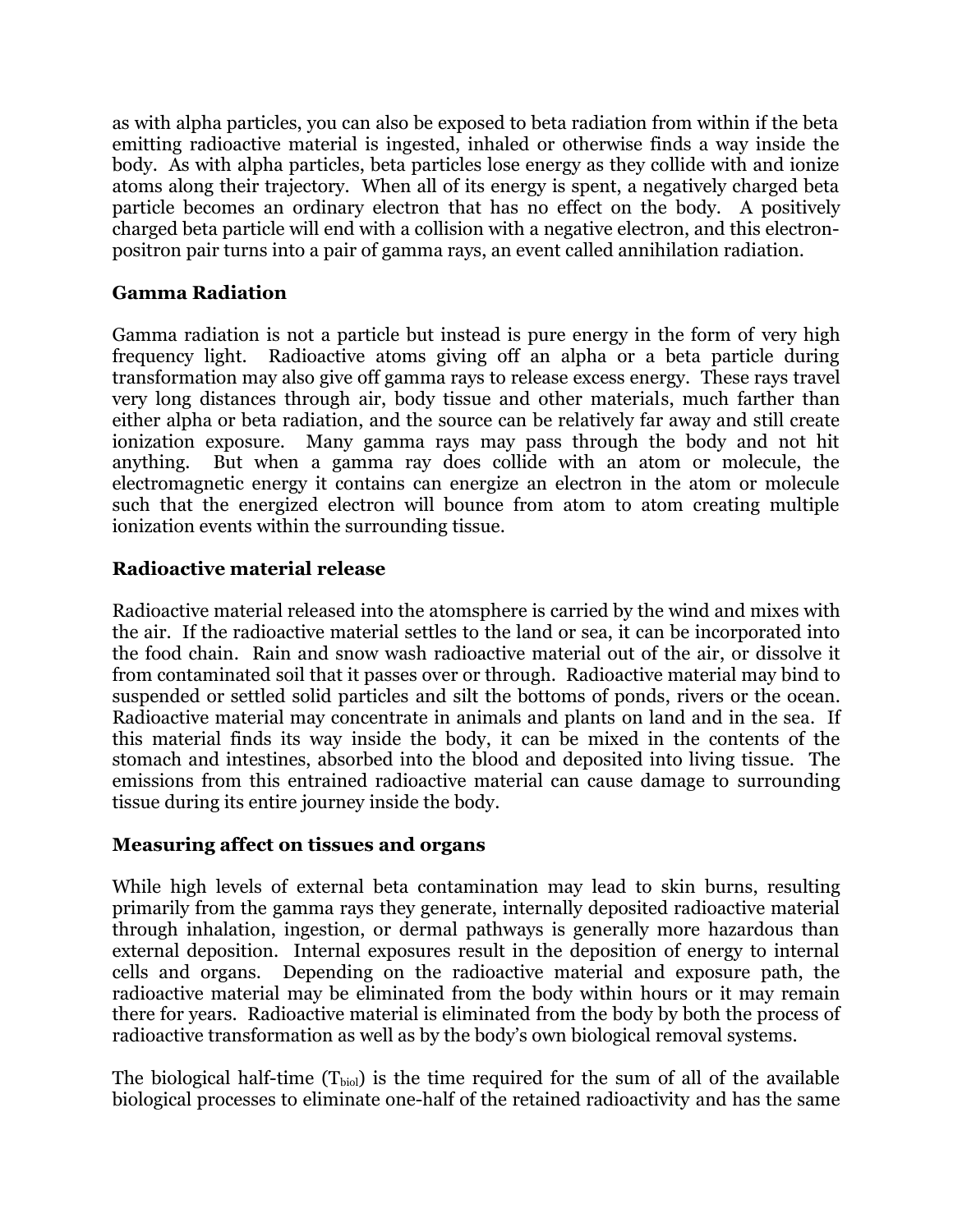as with alpha particles, you can also be exposed to beta radiation from within if the beta emitting radioactive material is ingested, inhaled or otherwise finds a way inside the body. As with alpha particles, beta particles lose energy as they collide with and ionize atoms along their trajectory. When all of its energy is spent, a negatively charged beta particle becomes an ordinary electron that has no effect on the body. A positively charged beta particle will end with a collision with a negative electron, and this electron-positron pair turns into a pair of gamma rays, an event called annihilation radiation.

**Gamma Radiation**

Gamma radiation is not a particle but instead is pure energy in the form of very high frequency light. Radioactive atoms giving off an alpha or a beta particle during transformation may also give off gamma rays to release excess energy. These rays travel very long distances through air, body tissue and other materials, much farther than either alpha or beta radiation, and the source can be relatively far away and still create ionization exposure. Many gamma rays may pass through the body and not hit anything. But when a gamma ray does collide with an atom or molecule, the electromagnetic energy it contains can energize an electron in the atom or molecule such that the energized electron will bounce from atom to atom creating multiple ionization events within the surrounding tissue.

**Radioactive material release**

Radioactive material released into the atomsphere is carried by the wind and mixes with the air. If the radioactive material settles to the land or sea, it can be incorporated into the food chain. Rain and snow wash radioactive material out of the air, or dissolve it from contaminated soil that it passes over or through. Radioactive material may bind to suspended or settled solid particles and silt the bottoms of ponds, rivers or the ocean. Radioactive material may concentrate in animals and plants on land and in the sea. If this material finds its way inside the body, it can be mixed in the contents of the stomach and intestines, absorbed into the blood and deposited into living tissue. The emissions from this entrained radioactive material can cause damage to surrounding tissue during its entire journey inside the body.

**Measuring affect on tissues and organs**

While high levels of external beta contamination may lead to skin burns, resulting primarily from the gamma rays they generate, internally deposited radioactive material through inhalation, ingestion, or dermal pathways is generally more hazardous than external deposition. Internal exposures result in the deposition of energy to internal cells and organs. Depending on the radioactive material and exposure path, the radioactive material may be eliminated from the body within hours or it may remain there for years. Radioactive material is eliminated from the body by both the process of radioactive transformation as well as by the body's own biological removal systems.

The biological half-time ($T_{biol}$) is the time required for the sum of all of the available biological processes to eliminate one-half of the retained radioactivity and has the same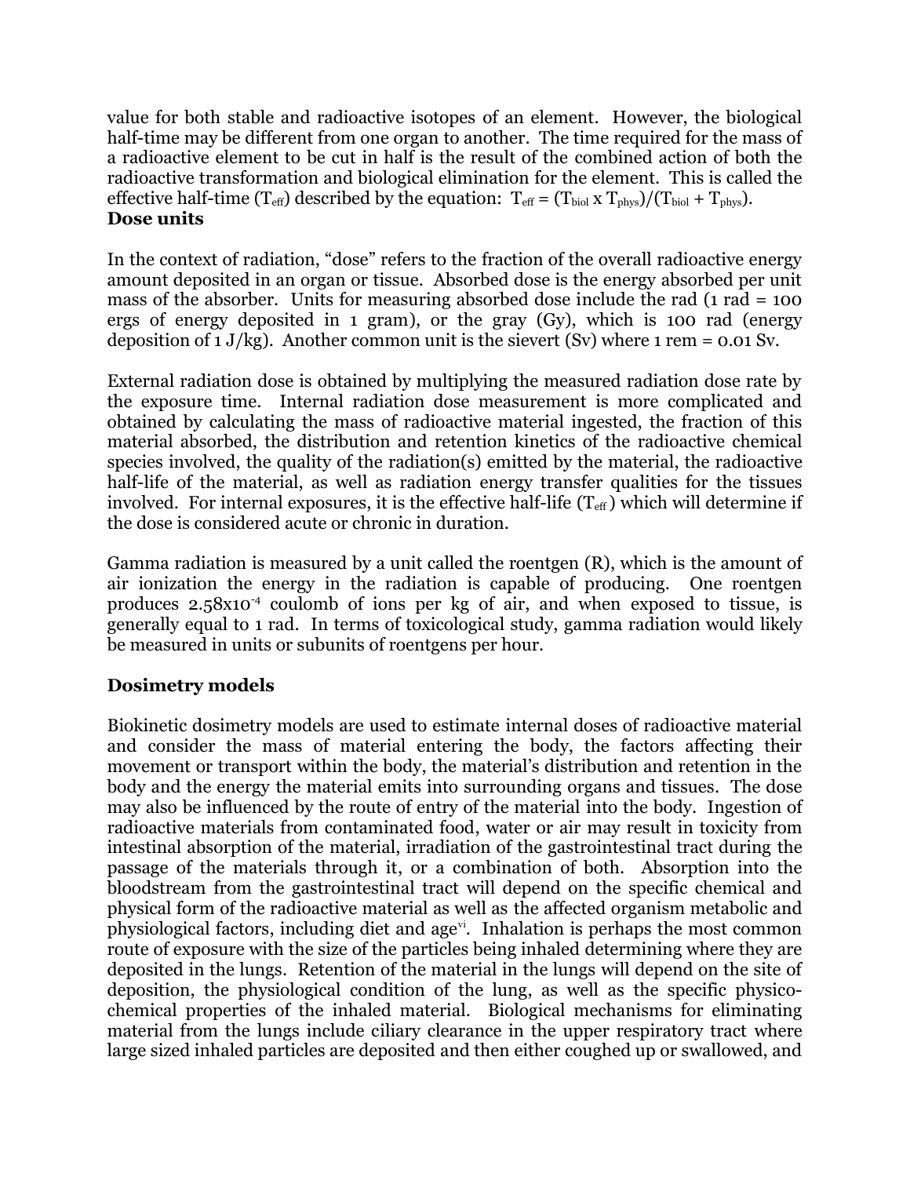value for both stable and radioactive isotopes of an element. However, the biological half-time may be different from one organ to another. The time required for the mass of a radioactive element to be cut in half is the result of the combined action of both the radioactive transformation and biological elimination for the element. This is called the effective half-time ($T_{eff}$) described by the equation: $T_{eff} = (T_{biol} \times T_{phys})/(T_{biol} + T_{phys})$.

**Dose units**

In the context of radiation, "dose" refers to the fraction of the overall radioactive energy amount deposited in an organ or tissue. Absorbed dose is the energy absorbed per unit mass of the absorber. Units for measuring absorbed dose include the rad (1 rad = 100 ergs of energy deposited in 1 gram), or the gray (Gy), which is 100 rad (energy deposition of 1 J/kg). Another common unit is the sievert (Sv) where 1 rem = 0.01 Sv.

External radiation dose is obtained by multiplying the measured radiation dose rate by the exposure time. Internal radiation dose measurement is more complicated and obtained by calculating the mass of radioactive material ingested, the fraction of this material absorbed, the distribution and retention kinetics of the radioactive chemical species involved, the quality of the radiation(s) emitted by the material, the radioactive half-life of the material, as well as radiation energy transfer qualities for the tissues involved. For internal exposures, it is the effective half-life ($T_{eff}$) which will determine if the dose is considered acute or chronic in duration.

Gamma radiation is measured by a unit called the roentgen (R), which is the amount of air ionization the energy in the radiation is capable of producing. One roentgen produces $2.58 \times 10^{-4}$ coulomb of ions per kg of air, and when exposed to tissue, is generally equal to 1 rad. In terms of toxicological study, gamma radiation would likely be measured in units or subunits of roentgens per hour.

**Dosimetry models**

Biokinetic dosimetry models are used to estimate internal doses of radioactive material and consider the mass of material entering the body, the factors affecting their movement or transport within the body, the material's distribution and retention in the body and the energy the material emits into surrounding organs and tissues. The dose may also be influenced by the route of entry of the material into the body. Ingestion of radioactive materials from contaminated food, water or air may result in toxicity from intestinal absorption of the material, irradiation of the gastrointestinal tract during the passage of the materials through it, or a combination of both. Absorption into the bloodstream from the gastrointestinal tract will depend on the specific chemical and physical form of the radioactive material as well as the affected organism metabolic and physiological factors, including diet and age[vi]. Inhalation is perhaps the most common route of exposure with the size of the particles being inhaled determining where they are deposited in the lungs. Retention of the material in the lungs will depend on the site of deposition, the physiological condition of the lung, as well as the specific physico-chemical properties of the inhaled material. Biological mechanisms for eliminating material from the lungs include ciliary clearance in the upper respiratory tract where large sized inhaled particles are deposited and then either coughed up or swallowed, and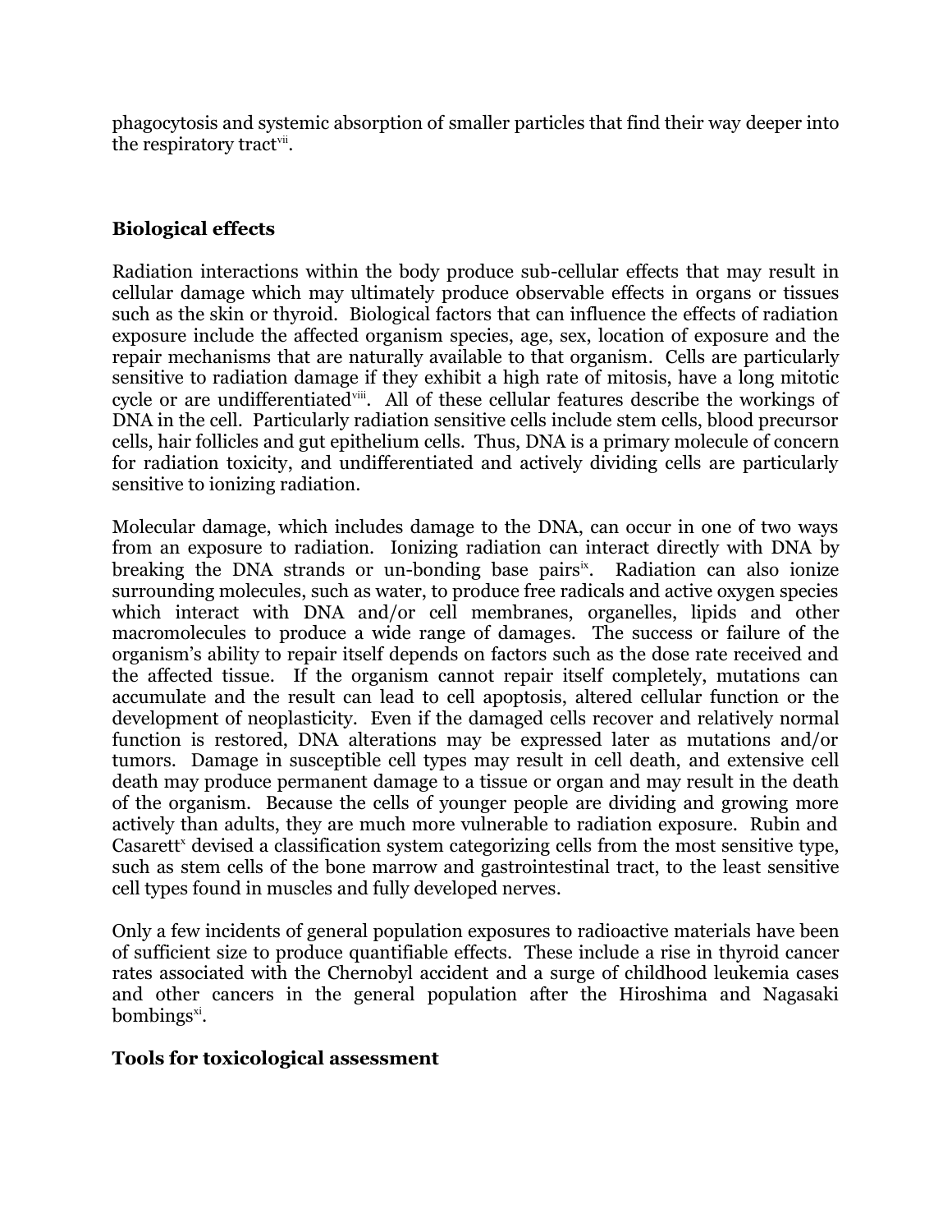phagocytosis and systemic absorption of smaller particles that find their way deeper into the respiratory tract[vii].

## Biological effects

Radiation interactions within the body produce sub-cellular effects that may result in cellular damage which may ultimately produce observable effects in organs or tissues such as the skin or thyroid. Biological factors that can influence the effects of radiation exposure include the affected organism species, age, sex, location of exposure and the repair mechanisms that are naturally available to that organism. Cells are particularly sensitive to radiation damage if they exhibit a high rate of mitosis, have a long mitotic cycle or are undifferentiated[viii]. All of these cellular features describe the workings of DNA in the cell. Particularly radiation sensitive cells include stem cells, blood precursor cells, hair follicles and gut epithelium cells. Thus, DNA is a primary molecule of concern for radiation toxicity, and undifferentiated and actively dividing cells are particularly sensitive to ionizing radiation.

Molecular damage, which includes damage to the DNA, can occur in one of two ways from an exposure to radiation. Ionizing radiation can interact directly with DNA by breaking the DNA strands or un-bonding base pairs[ix]. Radiation can also ionize surrounding molecules, such as water, to produce free radicals and active oxygen species which interact with DNA and/or cell membranes, organelles, lipids and other macromolecules to produce a wide range of damages. The success or failure of the organism's ability to repair itself depends on factors such as the dose rate received and the affected tissue. If the organism cannot repair itself completely, mutations can accumulate and the result can lead to cell apoptosis, altered cellular function or the development of neoplasticity. Even if the damaged cells recover and relatively normal function is restored, DNA alterations may be expressed later as mutations and/or tumors. Damage in susceptible cell types may result in cell death, and extensive cell death may produce permanent damage to a tissue or organ and may result in the death of the organism. Because the cells of younger people are dividing and growing more actively than adults, they are much more vulnerable to radiation exposure. Rubin and Casarett[x] devised a classification system categorizing cells from the most sensitive type, such as stem cells of the bone marrow and gastrointestinal tract, to the least sensitive cell types found in muscles and fully developed nerves.

Only a few incidents of general population exposures to radioactive materials have been of sufficient size to produce quantifiable effects. These include a rise in thyroid cancer rates associated with the Chernobyl accident and a surge of childhood leukemia cases and other cancers in the general population after the Hiroshima and Nagasaki bombings[xi].

## Tools for toxicological assessment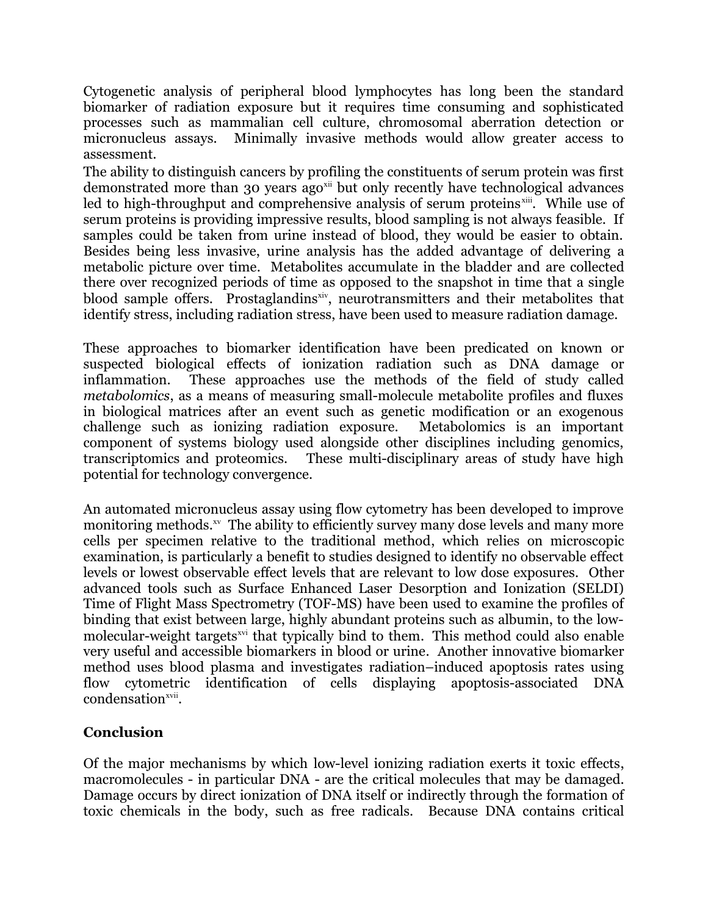Cytogenetic analysis of peripheral blood lymphocytes has long been the standard biomarker of radiation exposure but it requires time consuming and sophisticated processes such as mammalian cell culture, chromosomal aberration detection or micronucleus assays. Minimally invasive methods would allow greater access to assessment.

The ability to distinguish cancers by profiling the constituents of serum protein was first demonstrated more than 30 years ago[xii] but only recently have technological advances led to high-throughput and comprehensive analysis of serum proteins[xiii]. While use of serum proteins is providing impressive results, blood sampling is not always feasible. If samples could be taken from urine instead of blood, they would be easier to obtain. Besides being less invasive, urine analysis has the added advantage of delivering a metabolic picture over time. Metabolites accumulate in the bladder and are collected there over recognized periods of time as opposed to the snapshot in time that a single blood sample offers. Prostaglandins[xiv], neurotransmitters and their metabolites that identify stress, including radiation stress, have been used to measure radiation damage.

These approaches to biomarker identification have been predicated on known or suspected biological effects of ionization radiation such as DNA damage or inflammation. These approaches use the methods of the field of study called *metabolomics*, as a means of measuring small-molecule metabolite profiles and fluxes in biological matrices after an event such as genetic modification or an exogenous challenge such as ionizing radiation exposure. Metabolomics is an important component of systems biology used alongside other disciplines including genomics, transcriptomics and proteomics. These multi-disciplinary areas of study have high potential for technology convergence.

An automated micronucleus assay using flow cytometry has been developed to improve monitoring methods.[xv] The ability to efficiently survey many dose levels and many more cells per specimen relative to the traditional method, which relies on microscopic examination, is particularly a benefit to studies designed to identify no observable effect levels or lowest observable effect levels that are relevant to low dose exposures. Other advanced tools such as Surface Enhanced Laser Desorption and Ionization (SELDI) Time of Flight Mass Spectrometry (TOF-MS) have been used to examine the profiles of binding that exist between large, highly abundant proteins such as albumin, to the low-molecular-weight targets[xvi] that typically bind to them. This method could also enable very useful and accessible biomarkers in blood or urine. Another innovative biomarker method uses blood plasma and investigates radiation–induced apoptosis rates using flow cytometric identification of cells displaying apoptosis-associated DNA condensation[xvii].

## Conclusion

Of the major mechanisms by which low-level ionizing radiation exerts it toxic effects, macromolecules - in particular DNA - are the critical molecules that may be damaged. Damage occurs by direct ionization of DNA itself or indirectly through the formation of toxic chemicals in the body, such as free radicals. Because DNA contains critical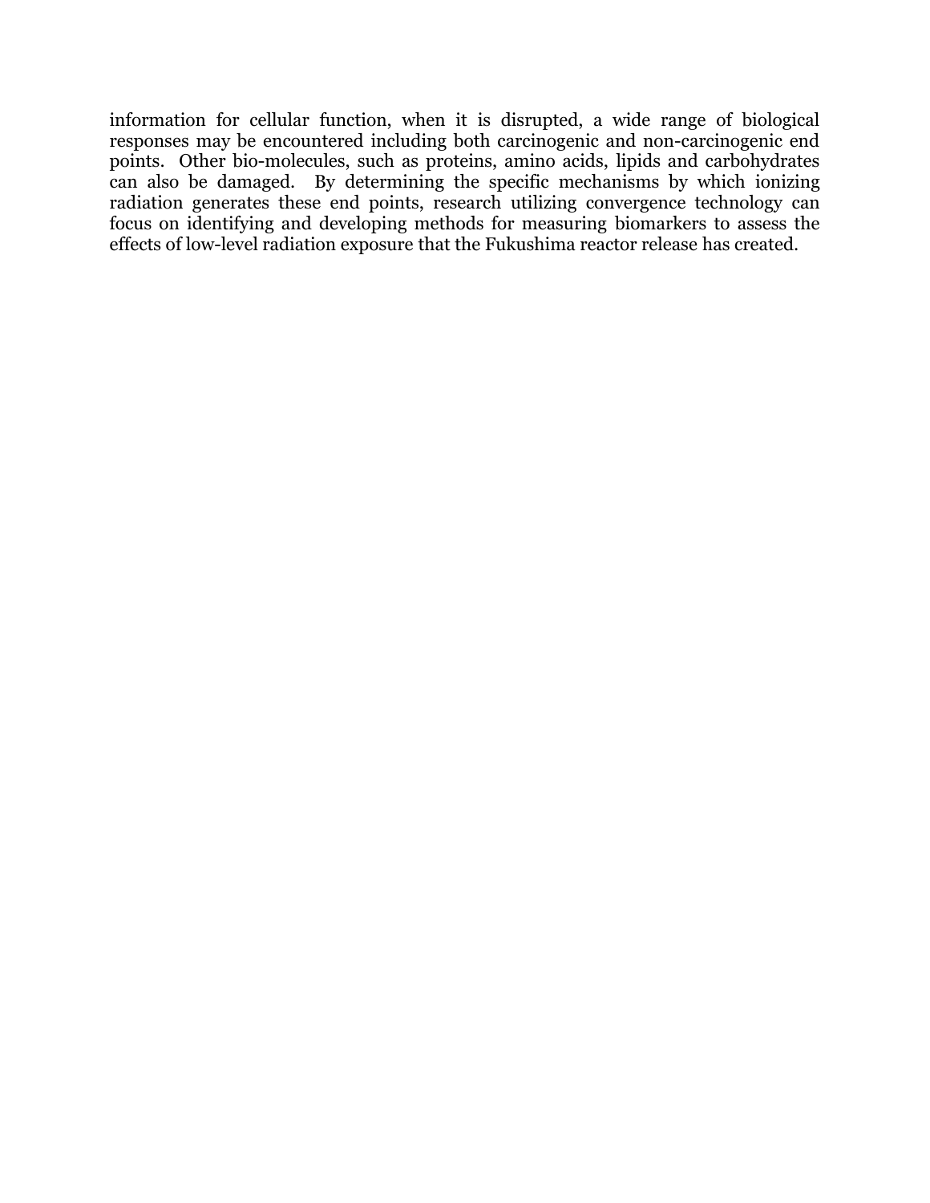information for cellular function, when it is disrupted, a wide range of biological responses may be encountered including both carcinogenic and non-carcinogenic end points. Other bio-molecules, such as proteins, amino acids, lipids and carbohydrates can also be damaged. By determining the specific mechanisms by which ionizing radiation generates these end points, research utilizing convergence technology can focus on identifying and developing methods for measuring biomarkers to assess the effects of low-level radiation exposure that the Fukushima reactor release has created.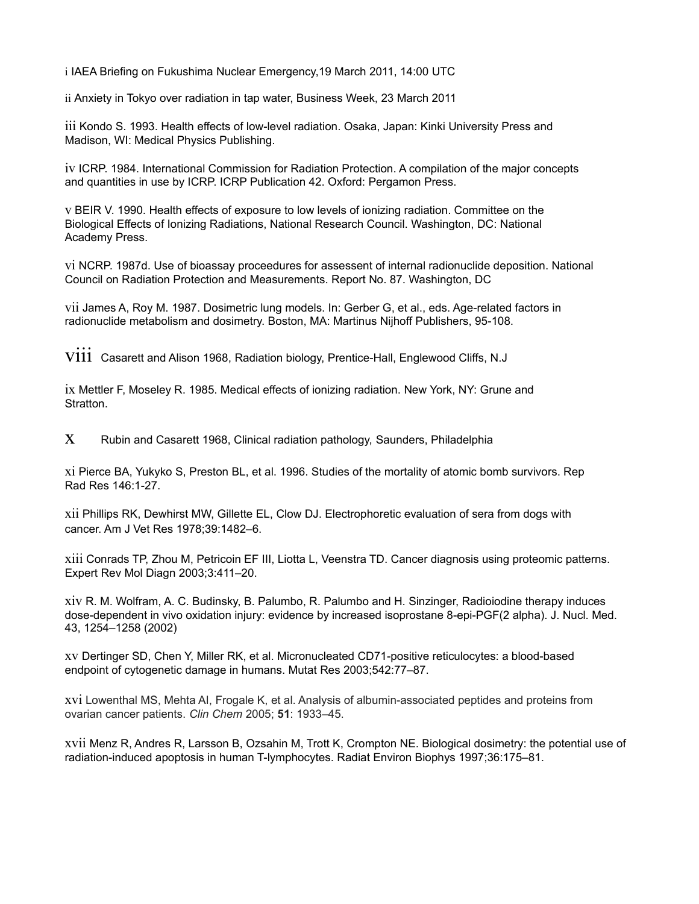i IAEA Briefing on Fukushima Nuclear Emergency,19 March 2011, 14:00 UTC

ii Anxiety in Tokyo over radiation in tap water, Business Week, 23 March 2011

iii Kondo S. 1993. Health effects of low-level radiation. Osaka, Japan: Kinki University Press and Madison, WI: Medical Physics Publishing.

iv ICRP. 1984. International Commission for Radiation Protection. A compilation of the major concepts and quantities in use by ICRP. ICRP Publication 42. Oxford: Pergamon Press.

v BEIR V. 1990. Health effects of exposure to low levels of ionizing radiation. Committee on the Biological Effects of Ionizing Radiations, National Research Council. Washington, DC: National Academy Press.

vi NCRP. 1987d. Use of bioassay proceedures for assessent of internal radionuclide deposition. National Council on Radiation Protection and Measurements. Report No. 87. Washington, DC

vii James A, Roy M. 1987. Dosimetric lung models. In: Gerber G, et al., eds. Age-related factors in radionuclide metabolism and dosimetry. Boston, MA: Martinus Nijhoff Publishers, 95-108.

viii Casarett and Alison 1968, Radiation biology, Prentice-Hall, Englewood Cliffs, N.J

ix Mettler F, Moseley R. 1985. Medical effects of ionizing radiation. New York, NY: Grune and Stratton.

x Rubin and Casarett 1968, Clinical radiation pathology, Saunders, Philadelphia

xi Pierce BA, Yukyko S, Preston BL, et al. 1996. Studies of the mortality of atomic bomb survivors. Rep Rad Res 146:1-27.

xii Phillips RK, Dewhirst MW, Gillette EL, Clow DJ. Electrophoretic evaluation of sera from dogs with cancer. Am J Vet Res 1978;39:1482–6.

xiii Conrads TP, Zhou M, Petricoin EF III, Liotta L, Veenstra TD. Cancer diagnosis using proteomic patterns. Expert Rev Mol Diagn 2003;3:411–20.

xiv R. M. Wolfram, A. C. Budinsky, B. Palumbo, R. Palumbo and H. Sinzinger, Radioiodine therapy induces dose-dependent in vivo oxidation injury: evidence by increased isoprostane 8-epi-PGF(2 alpha). J. Nucl. Med. 43, 1254–1258 (2002)

xv Dertinger SD, Chen Y, Miller RK, et al. Micronucleated CD71-positive reticulocytes: a blood-based endpoint of cytogenetic damage in humans. Mutat Res 2003;542:77–87.

xvi Lowenthal MS, Mehta AI, Frogale K, et al. Analysis of albumin-associated peptides and proteins from ovarian cancer patients. *Clin Chem* 2005; **51**: 1933–45.

xvii Menz R, Andres R, Larsson B, Ozsahin M, Trott K, Crompton NE. Biological dosimetry: the potential use of radiation-induced apoptosis in human T-lymphocytes. Radiat Environ Biophys 1997;36:175–81.